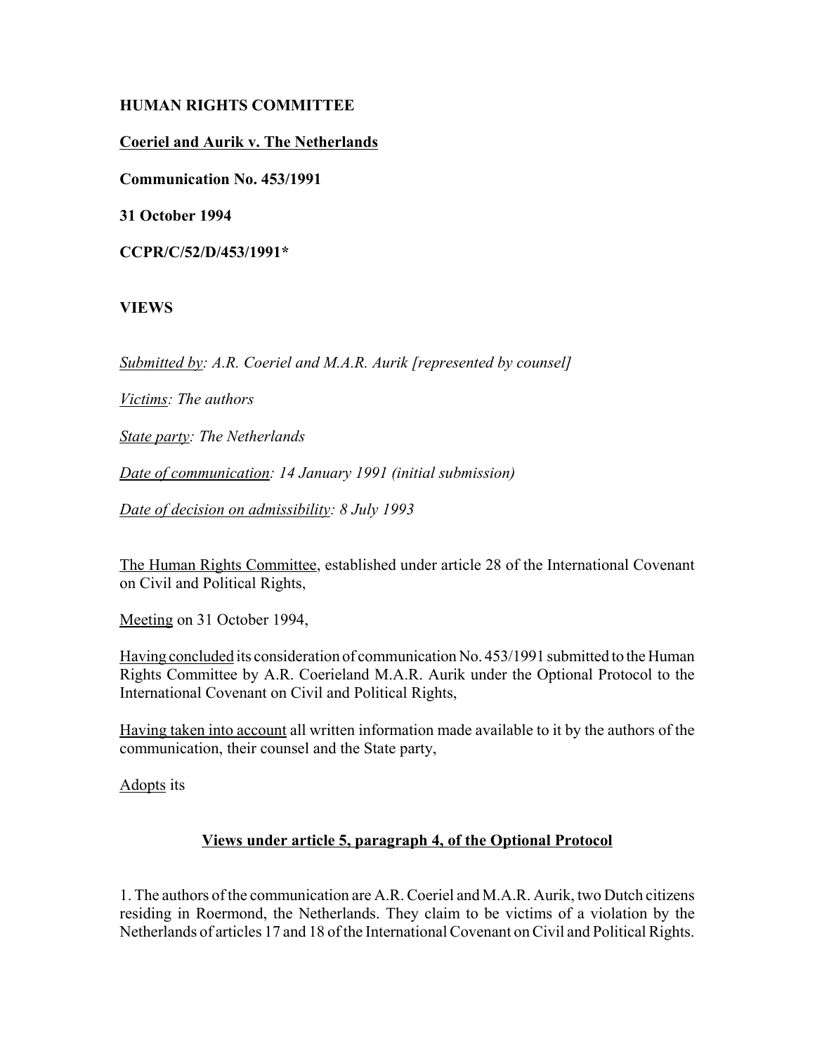**HUMAN RIGHTS COMMITTEE**

**Coeriel and Aurik v. The Netherlands**

**Communication No. 453/1991**

**31 October 1994**

**CCPR/C/52/D/453/1991***

**VIEWS**

*Submitted by: A.R. Coeriel and M.A.R. Aurik [represented by counsel]*

*Victims: The authors*

*State party: The Netherlands*

*Date of communication: 14 January 1991 (initial submission)*

*Date of decision on admissibility: 8 July 1993*

The Human Rights Committee, established under article 28 of the International Covenant on Civil and Political Rights,

Meeting on 31 October 1994,

Having concluded its consideration of communication No. 453/1991 submitted to the Human Rights Committee by A.R. Coerieland M.A.R. Aurik under the Optional Protocol to the International Covenant on Civil and Political Rights,

Having taken into account all written information made available to it by the authors of the communication, their counsel and the State party,

Adopts its

## Views under article 5, paragraph 4, of the Optional Protocol

1. The authors of the communication are A.R. Coeriel and M.A.R. Aurik, two Dutch citizens residing in Roermond, the Netherlands. They claim to be victims of a violation by the Netherlands of articles 17 and 18 of the International Covenant on Civil and Political Rights.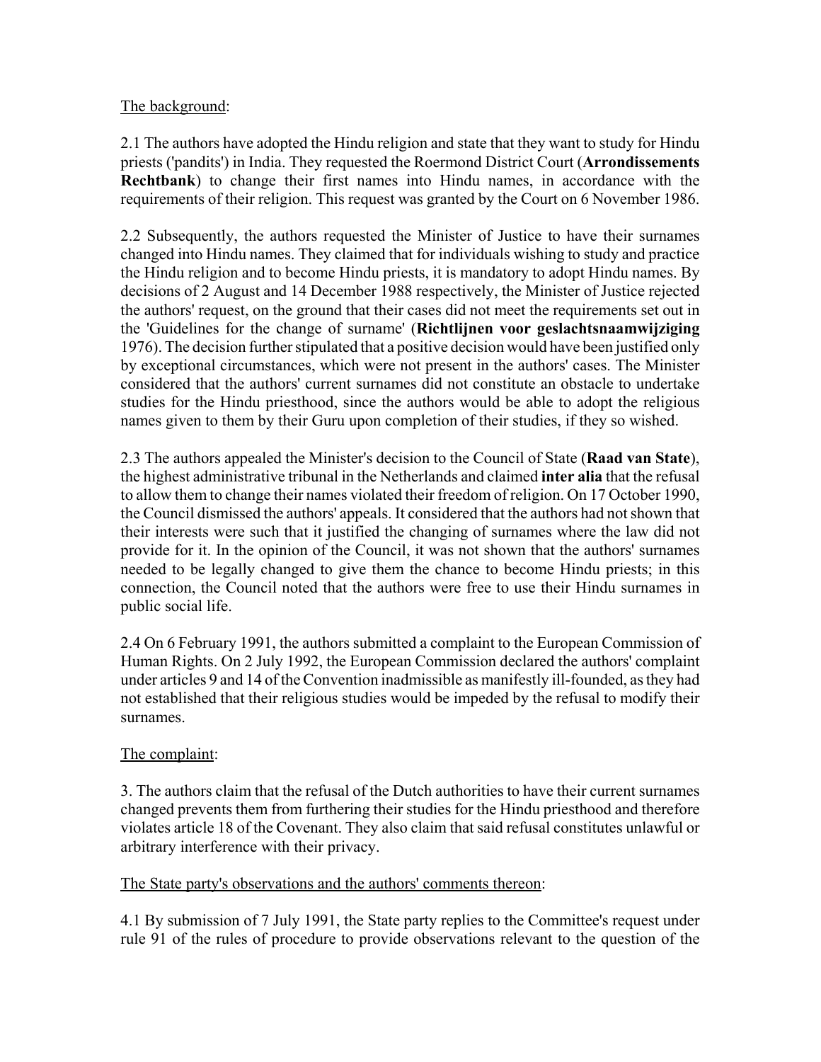The background:

2.1 The authors have adopted the Hindu religion and state that they want to study for Hindu priests ('pandits') in India. They requested the Roermond District Court (**Arrondissements Rechtbank**) to change their first names into Hindu names, in accordance with the requirements of their religion. This request was granted by the Court on 6 November 1986.

2.2 Subsequently, the authors requested the Minister of Justice to have their surnames changed into Hindu names. They claimed that for individuals wishing to study and practice the Hindu religion and to become Hindu priests, it is mandatory to adopt Hindu names. By decisions of 2 August and 14 December 1988 respectively, the Minister of Justice rejected the authors' request, on the ground that their cases did not meet the requirements set out in the 'Guidelines for the change of surname' (**Richtlijnen voor geslachtsnaamwijziging** 1976). The decision further stipulated that a positive decision would have been justified only by exceptional circumstances, which were not present in the authors' cases. The Minister considered that the authors' current surnames did not constitute an obstacle to undertake studies for the Hindu priesthood, since the authors would be able to adopt the religious names given to them by their Guru upon completion of their studies, if they so wished.

2.3 The authors appealed the Minister's decision to the Council of State (**Raad van State**), the highest administrative tribunal in the Netherlands and claimed **inter alia** that the refusal to allow them to change their names violated their freedom of religion. On 17 October 1990, the Council dismissed the authors' appeals. It considered that the authors had not shown that their interests were such that it justified the changing of surnames where the law did not provide for it. In the opinion of the Council, it was not shown that the authors' surnames needed to be legally changed to give them the chance to become Hindu priests; in this connection, the Council noted that the authors were free to use their Hindu surnames in public social life.

2.4 On 6 February 1991, the authors submitted a complaint to the European Commission of Human Rights. On 2 July 1992, the European Commission declared the authors' complaint under articles 9 and 14 of the Convention inadmissible as manifestly ill-founded, as they had not established that their religious studies would be impeded by the refusal to modify their surnames.

The complaint:

3. The authors claim that the refusal of the Dutch authorities to have their current surnames changed prevents them from furthering their studies for the Hindu priesthood and therefore violates article 18 of the Covenant. They also claim that said refusal constitutes unlawful or arbitrary interference with their privacy.

The State party's observations and the authors' comments thereon:

4.1 By submission of 7 July 1991, the State party replies to the Committee's request under rule 91 of the rules of procedure to provide observations relevant to the question of the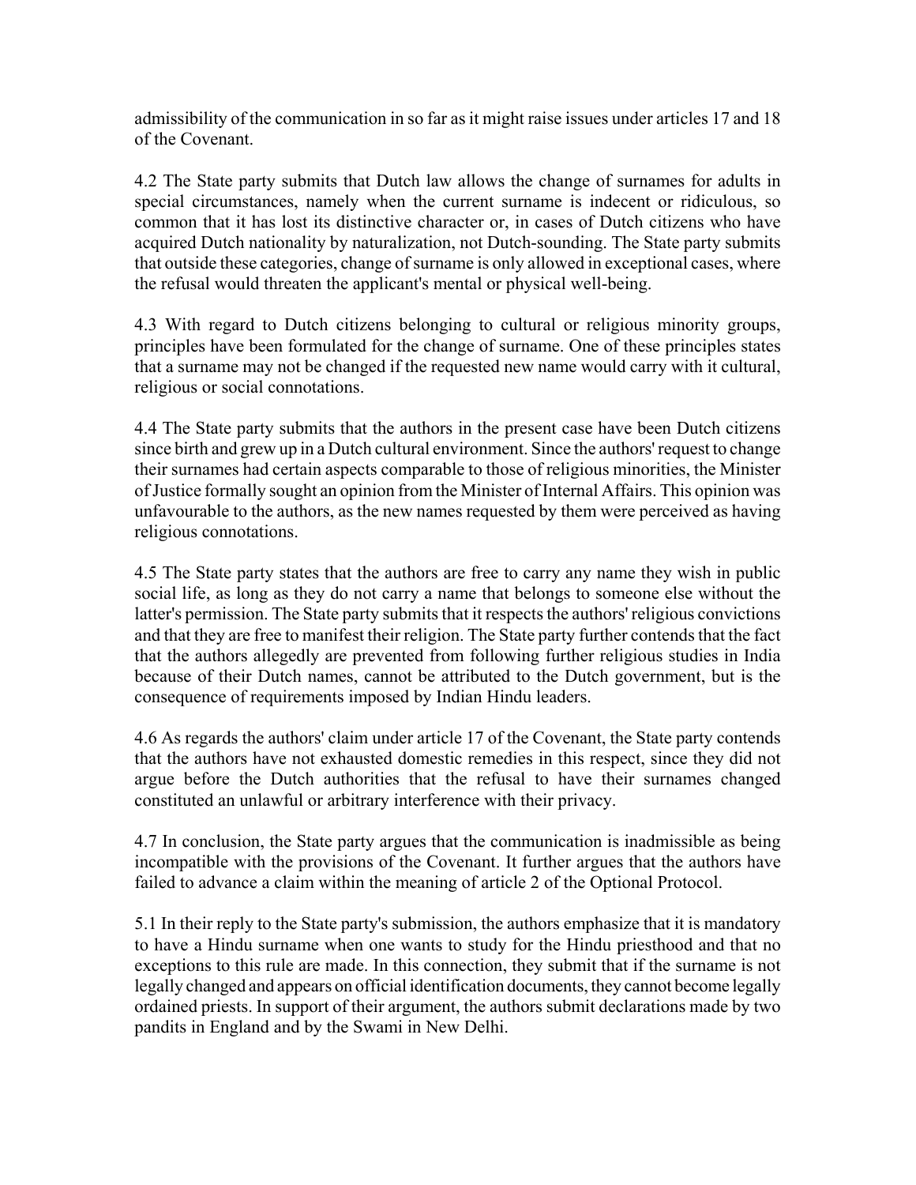admissibility of the communication in so far as it might raise issues under articles 17 and 18 of the Covenant.

4.2 The State party submits that Dutch law allows the change of surnames for adults in special circumstances, namely when the current surname is indecent or ridiculous, so common that it has lost its distinctive character or, in cases of Dutch citizens who have acquired Dutch nationality by naturalization, not Dutch-sounding. The State party submits that outside these categories, change of surname is only allowed in exceptional cases, where the refusal would threaten the applicant's mental or physical well-being.

4.3 With regard to Dutch citizens belonging to cultural or religious minority groups, principles have been formulated for the change of surname. One of these principles states that a surname may not be changed if the requested new name would carry with it cultural, religious or social connotations.

4.4 The State party submits that the authors in the present case have been Dutch citizens since birth and grew up in a Dutch cultural environment. Since the authors' request to change their surnames had certain aspects comparable to those of religious minorities, the Minister of Justice formally sought an opinion from the Minister of Internal Affairs. This opinion was unfavourable to the authors, as the new names requested by them were perceived as having religious connotations.

4.5 The State party states that the authors are free to carry any name they wish in public social life, as long as they do not carry a name that belongs to someone else without the latter's permission. The State party submits that it respects the authors' religious convictions and that they are free to manifest their religion. The State party further contends that the fact that the authors allegedly are prevented from following further religious studies in India because of their Dutch names, cannot be attributed to the Dutch government, but is the consequence of requirements imposed by Indian Hindu leaders.

4.6 As regards the authors' claim under article 17 of the Covenant, the State party contends that the authors have not exhausted domestic remedies in this respect, since they did not argue before the Dutch authorities that the refusal to have their surnames changed constituted an unlawful or arbitrary interference with their privacy.

4.7 In conclusion, the State party argues that the communication is inadmissible as being incompatible with the provisions of the Covenant. It further argues that the authors have failed to advance a claim within the meaning of article 2 of the Optional Protocol.

5.1 In their reply to the State party's submission, the authors emphasize that it is mandatory to have a Hindu surname when one wants to study for the Hindu priesthood and that no exceptions to this rule are made. In this connection, they submit that if the surname is not legally changed and appears on official identification documents, they cannot become legally ordained priests. In support of their argument, the authors submit declarations made by two pandits in England and by the Swami in New Delhi.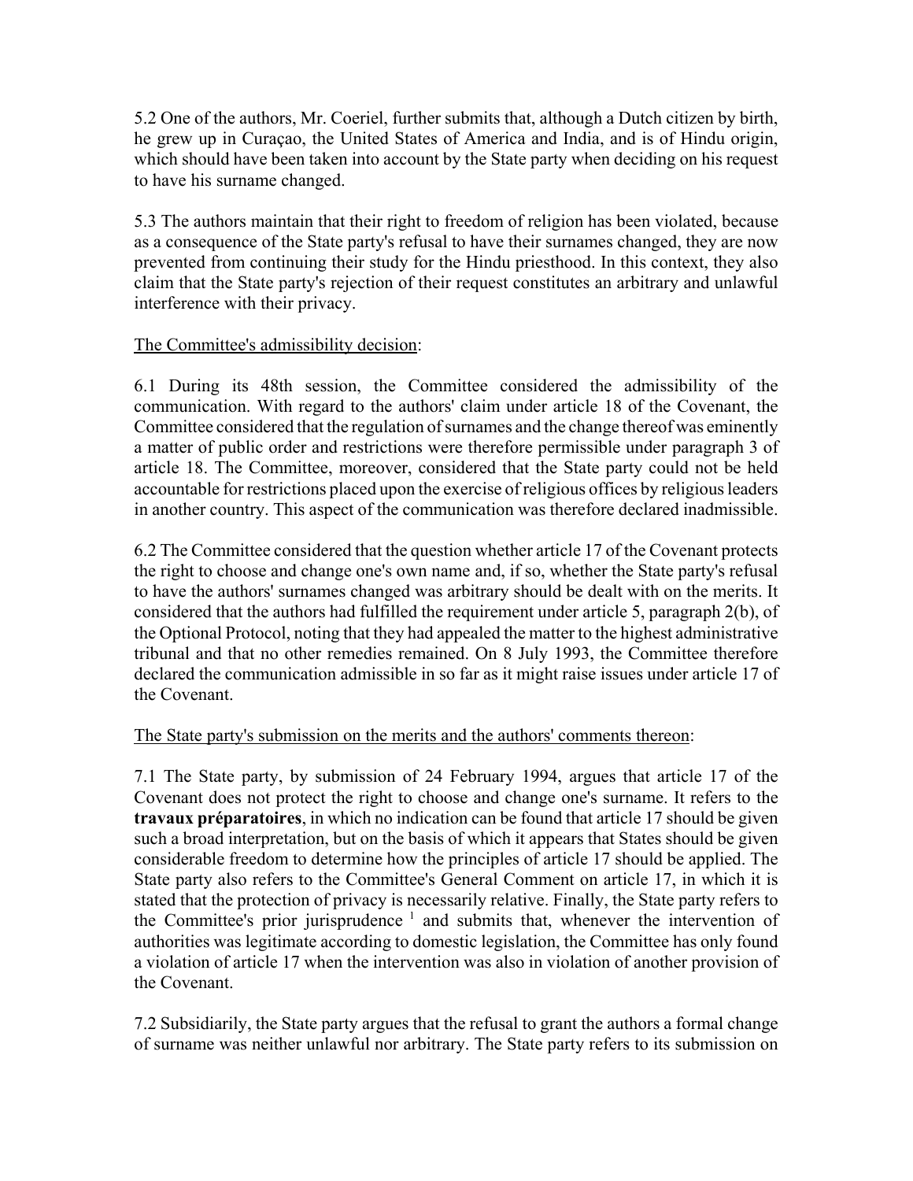5.2 One of the authors, Mr. Coeriel, further submits that, although a Dutch citizen by birth, he grew up in Curaçao, the United States of America and India, and is of Hindu origin, which should have been taken into account by the State party when deciding on his request to have his surname changed.

5.3 The authors maintain that their right to freedom of religion has been violated, because as a consequence of the State party's refusal to have their surnames changed, they are now prevented from continuing their study for the Hindu priesthood. In this context, they also claim that the State party's rejection of their request constitutes an arbitrary and unlawful interference with their privacy.

The Committee's admissibility decision:

6.1 During its 48th session, the Committee considered the admissibility of the communication. With regard to the authors' claim under article 18 of the Covenant, the Committee considered that the regulation of surnames and the change thereof was eminently a matter of public order and restrictions were therefore permissible under paragraph 3 of article 18. The Committee, moreover, considered that the State party could not be held accountable for restrictions placed upon the exercise of religious offices by religious leaders in another country. This aspect of the communication was therefore declared inadmissible.

6.2 The Committee considered that the question whether article 17 of the Covenant protects the right to choose and change one's own name and, if so, whether the State party's refusal to have the authors' surnames changed was arbitrary should be dealt with on the merits. It considered that the authors had fulfilled the requirement under article 5, paragraph 2(b), of the Optional Protocol, noting that they had appealed the matter to the highest administrative tribunal and that no other remedies remained. On 8 July 1993, the Committee therefore declared the communication admissible in so far as it might raise issues under article 17 of the Covenant.

The State party's submission on the merits and the authors' comments thereon:

7.1 The State party, by submission of 24 February 1994, argues that article 17 of the Covenant does not protect the right to choose and change one's surname. It refers to the **travaux préparatoires**, in which no indication can be found that article 17 should be given such a broad interpretation, but on the basis of which it appears that States should be given considerable freedom to determine how the principles of article 17 should be applied. The State party also refers to the Committee's General Comment on article 17, in which it is stated that the protection of privacy is necessarily relative. Finally, the State party refers to the Committee's prior jurisprudence [1] and submits that, whenever the intervention of authorities was legitimate according to domestic legislation, the Committee has only found a violation of article 17 when the intervention was also in violation of another provision of the Covenant.

7.2 Subsidiarily, the State party argues that the refusal to grant the authors a formal change of surname was neither unlawful nor arbitrary. The State party refers to its submission on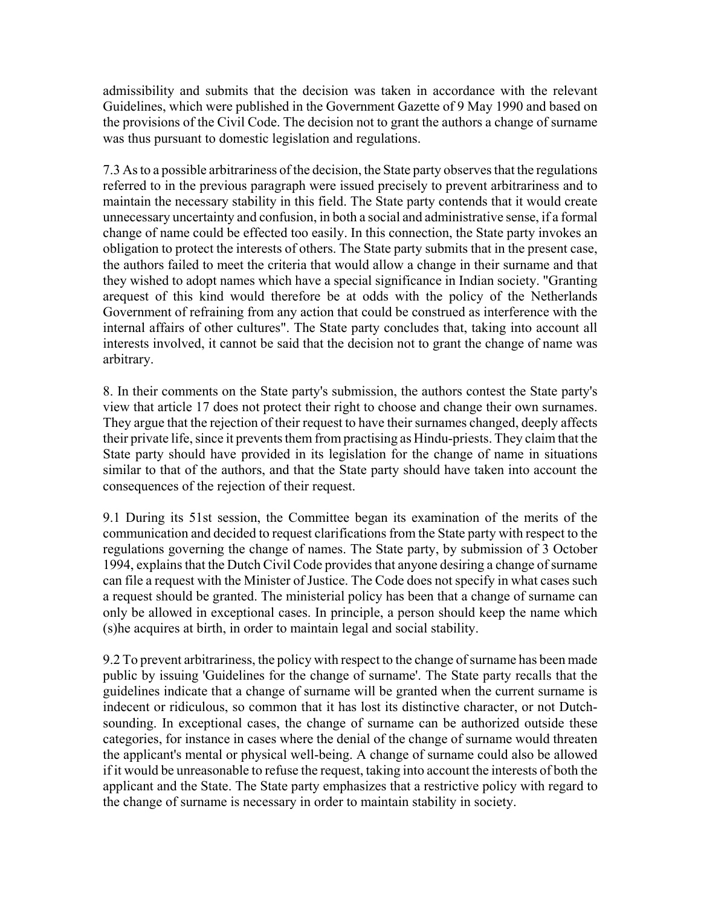admissibility and submits that the decision was taken in accordance with the relevant Guidelines, which were published in the Government Gazette of 9 May 1990 and based on the provisions of the Civil Code. The decision not to grant the authors a change of surname was thus pursuant to domestic legislation and regulations.

7.3 As to a possible arbitrariness of the decision, the State party observes that the regulations referred to in the previous paragraph were issued precisely to prevent arbitrariness and to maintain the necessary stability in this field. The State party contends that it would create unnecessary uncertainty and confusion, in both a social and administrative sense, if a formal change of name could be effected too easily. In this connection, the State party invokes an obligation to protect the interests of others. The State party submits that in the present case, the authors failed to meet the criteria that would allow a change in their surname and that they wished to adopt names which have a special significance in Indian society. "Granting arequest of this kind would therefore be at odds with the policy of the Netherlands Government of refraining from any action that could be construed as interference with the internal affairs of other cultures". The State party concludes that, taking into account all interests involved, it cannot be said that the decision not to grant the change of name was arbitrary.

8. In their comments on the State party's submission, the authors contest the State party's view that article 17 does not protect their right to choose and change their own surnames. They argue that the rejection of their request to have their surnames changed, deeply affects their private life, since it prevents them from practising as Hindu-priests. They claim that the State party should have provided in its legislation for the change of name in situations similar to that of the authors, and that the State party should have taken into account the consequences of the rejection of their request.

9.1 During its 51st session, the Committee began its examination of the merits of the communication and decided to request clarifications from the State party with respect to the regulations governing the change of names. The State party, by submission of 3 October 1994, explains that the Dutch Civil Code provides that anyone desiring a change of surname can file a request with the Minister of Justice. The Code does not specify in what cases such a request should be granted. The ministerial policy has been that a change of surname can only be allowed in exceptional cases. In principle, a person should keep the name which (s)he acquires at birth, in order to maintain legal and social stability.

9.2 To prevent arbitrariness, the policy with respect to the change of surname has been made public by issuing 'Guidelines for the change of surname'. The State party recalls that the guidelines indicate that a change of surname will be granted when the current surname is indecent or ridiculous, so common that it has lost its distinctive character, or not Dutch-sounding. In exceptional cases, the change of surname can be authorized outside these categories, for instance in cases where the denial of the change of surname would threaten the applicant's mental or physical well-being. A change of surname could also be allowed if it would be unreasonable to refuse the request, taking into account the interests of both the applicant and the State. The State party emphasizes that a restrictive policy with regard to the change of surname is necessary in order to maintain stability in society.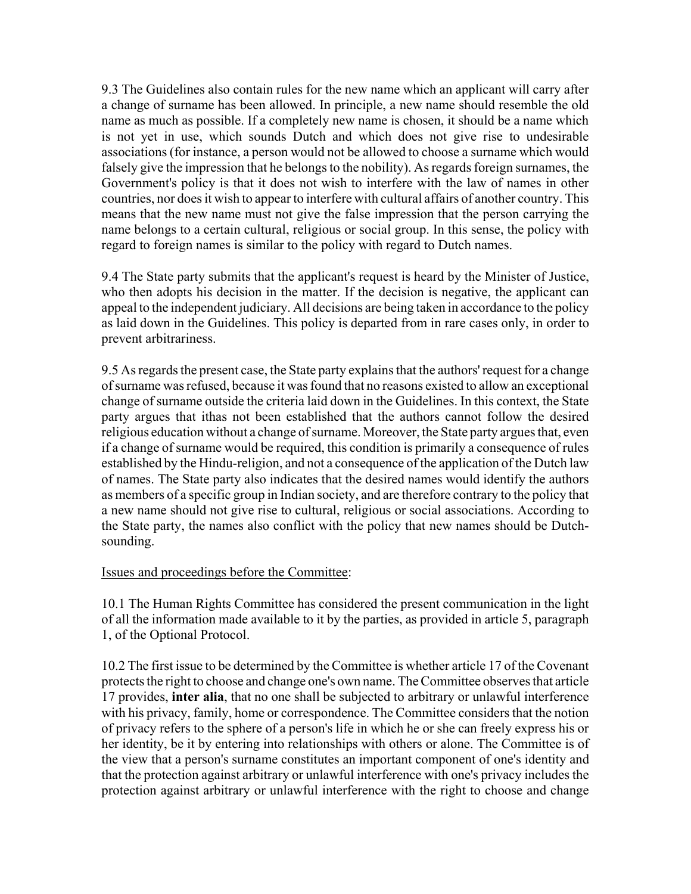9.3 The Guidelines also contain rules for the new name which an applicant will carry after a change of surname has been allowed. In principle, a new name should resemble the old name as much as possible. If a completely new name is chosen, it should be a name which is not yet in use, which sounds Dutch and which does not give rise to undesirable associations (for instance, a person would not be allowed to choose a surname which would falsely give the impression that he belongs to the nobility). As regards foreign surnames, the Government's policy is that it does not wish to interfere with the law of names in other countries, nor does it wish to appear to interfere with cultural affairs of another country. This means that the new name must not give the false impression that the person carrying the name belongs to a certain cultural, religious or social group. In this sense, the policy with regard to foreign names is similar to the policy with regard to Dutch names.

9.4 The State party submits that the applicant's request is heard by the Minister of Justice, who then adopts his decision in the matter. If the decision is negative, the applicant can appeal to the independent judiciary. All decisions are being taken in accordance to the policy as laid down in the Guidelines. This policy is departed from in rare cases only, in order to prevent arbitrariness.

9.5 As regards the present case, the State party explains that the authors' request for a change of surname was refused, because it was found that no reasons existed to allow an exceptional change of surname outside the criteria laid down in the Guidelines. In this context, the State party argues that ithas not been established that the authors cannot follow the desired religious education without a change of surname. Moreover, the State party argues that, even if a change of surname would be required, this condition is primarily a consequence of rules established by the Hindu-religion, and not a consequence of the application of the Dutch law of names. The State party also indicates that the desired names would identify the authors as members of a specific group in Indian society, and are therefore contrary to the policy that a new name should not give rise to cultural, religious or social associations. According to the State party, the names also conflict with the policy that new names should be Dutch-sounding.

Issues and proceedings before the Committee:

10.1 The Human Rights Committee has considered the present communication in the light of all the information made available to it by the parties, as provided in article 5, paragraph 1, of the Optional Protocol.

10.2 The first issue to be determined by the Committee is whether article 17 of the Covenant protects the right to choose and change one's own name. The Committee observes that article 17 provides, **inter alia**, that no one shall be subjected to arbitrary or unlawful interference with his privacy, family, home or correspondence. The Committee considers that the notion of privacy refers to the sphere of a person's life in which he or she can freely express his or her identity, be it by entering into relationships with others or alone. The Committee is of the view that a person's surname constitutes an important component of one's identity and that the protection against arbitrary or unlawful interference with one's privacy includes the protection against arbitrary or unlawful interference with the right to choose and change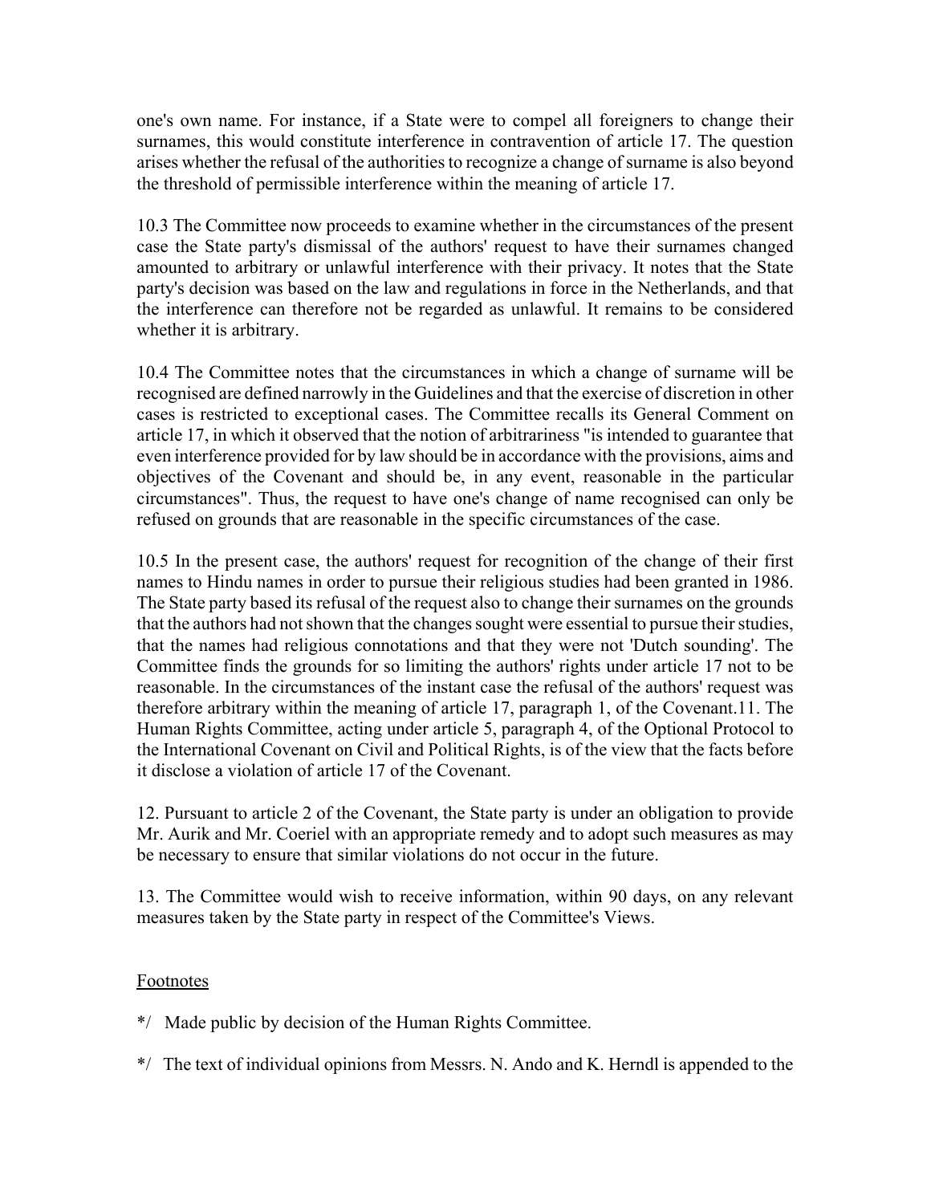one's own name. For instance, if a State were to compel all foreigners to change their surnames, this would constitute interference in contravention of article 17. The question arises whether the refusal of the authorities to recognize a change of surname is also beyond the threshold of permissible interference within the meaning of article 17.

10.3 The Committee now proceeds to examine whether in the circumstances of the present case the State party's dismissal of the authors' request to have their surnames changed amounted to arbitrary or unlawful interference with their privacy. It notes that the State party's decision was based on the law and regulations in force in the Netherlands, and that the interference can therefore not be regarded as unlawful. It remains to be considered whether it is arbitrary.

10.4 The Committee notes that the circumstances in which a change of surname will be recognised are defined narrowly in the Guidelines and that the exercise of discretion in other cases is restricted to exceptional cases. The Committee recalls its General Comment on article 17, in which it observed that the notion of arbitrariness "is intended to guarantee that even interference provided for by law should be in accordance with the provisions, aims and objectives of the Covenant and should be, in any event, reasonable in the particular circumstances". Thus, the request to have one's change of name recognised can only be refused on grounds that are reasonable in the specific circumstances of the case.

10.5 In the present case, the authors' request for recognition of the change of their first names to Hindu names in order to pursue their religious studies had been granted in 1986. The State party based its refusal of the request also to change their surnames on the grounds that the authors had not shown that the changes sought were essential to pursue their studies, that the names had religious connotations and that they were not 'Dutch sounding'. The Committee finds the grounds for so limiting the authors' rights under article 17 not to be reasonable. In the circumstances of the instant case the refusal of the authors' request was therefore arbitrary within the meaning of article 17, paragraph 1, of the Covenant.11. The Human Rights Committee, acting under article 5, paragraph 4, of the Optional Protocol to the International Covenant on Civil and Political Rights, is of the view that the facts before it disclose a violation of article 17 of the Covenant.

12. Pursuant to article 2 of the Covenant, the State party is under an obligation to provide Mr. Aurik and Mr. Coeriel with an appropriate remedy and to adopt such measures as may be necessary to ensure that similar violations do not occur in the future.

13. The Committee would wish to receive information, within 90 days, on any relevant measures taken by the State party in respect of the Committee's Views.

Footnotes

*/ Made public by decision of the Human Rights Committee.

*/ The text of individual opinions from Messrs. N. Ando and K. Herndl is appended to the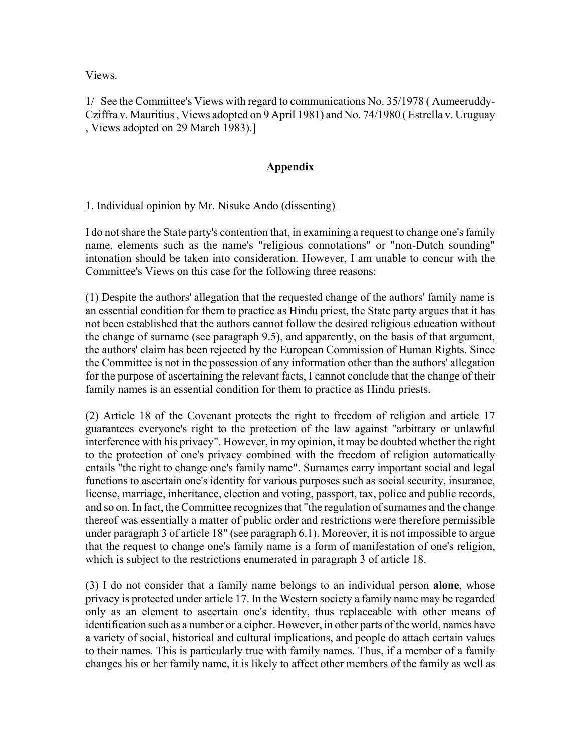Views.

1/ See the Committee's Views with regard to communications No. 35/1978 ( Aumeeruddy-Cziffra v. Mauritius , Views adopted on 9 April 1981) and No. 74/1980 ( Estrella v. Uruguay , Views adopted on 29 March 1983).]

## Appendix

### 1. Individual opinion by Mr. Nisuke Ando (dissenting)

I do not share the State party's contention that, in examining a request to change one's family name, elements such as the name's "religious connotations" or "non-Dutch sounding" intonation should be taken into consideration. However, I am unable to concur with the Committee's Views on this case for the following three reasons:

(1) Despite the authors' allegation that the requested change of the authors' family name is an essential condition for them to practice as Hindu priest, the State party argues that it has not been established that the authors cannot follow the desired religious education without the change of surname (see paragraph 9.5), and apparently, on the basis of that argument, the authors' claim has been rejected by the European Commission of Human Rights. Since the Committee is not in the possession of any information other than the authors' allegation for the purpose of ascertaining the relevant facts, I cannot conclude that the change of their family names is an essential condition for them to practice as Hindu priests.

(2) Article 18 of the Covenant protects the right to freedom of religion and article 17 guarantees everyone's right to the protection of the law against "arbitrary or unlawful interference with his privacy". However, in my opinion, it may be doubted whether the right to the protection of one's privacy combined with the freedom of religion automatically entails "the right to change one's family name". Surnames carry important social and legal functions to ascertain one's identity for various purposes such as social security, insurance, license, marriage, inheritance, election and voting, passport, tax, police and public records, and so on. In fact, the Committee recognizes that "the regulation of surnames and the change thereof was essentially a matter of public order and restrictions were therefore permissible under paragraph 3 of article 18" (see paragraph 6.1). Moreover, it is not impossible to argue that the request to change one's family name is a form of manifestation of one's religion, which is subject to the restrictions enumerated in paragraph 3 of article 18.

(3) I do not consider that a family name belongs to an individual person **alone**, whose privacy is protected under article 17. In the Western society a family name may be regarded only as an element to ascertain one's identity, thus replaceable with other means of identification such as a number or a cipher. However, in other parts of the world, names have a variety of social, historical and cultural implications, and people do attach certain values to their names. This is particularly true with family names. Thus, if a member of a family changes his or her family name, it is likely to affect other members of the family as well as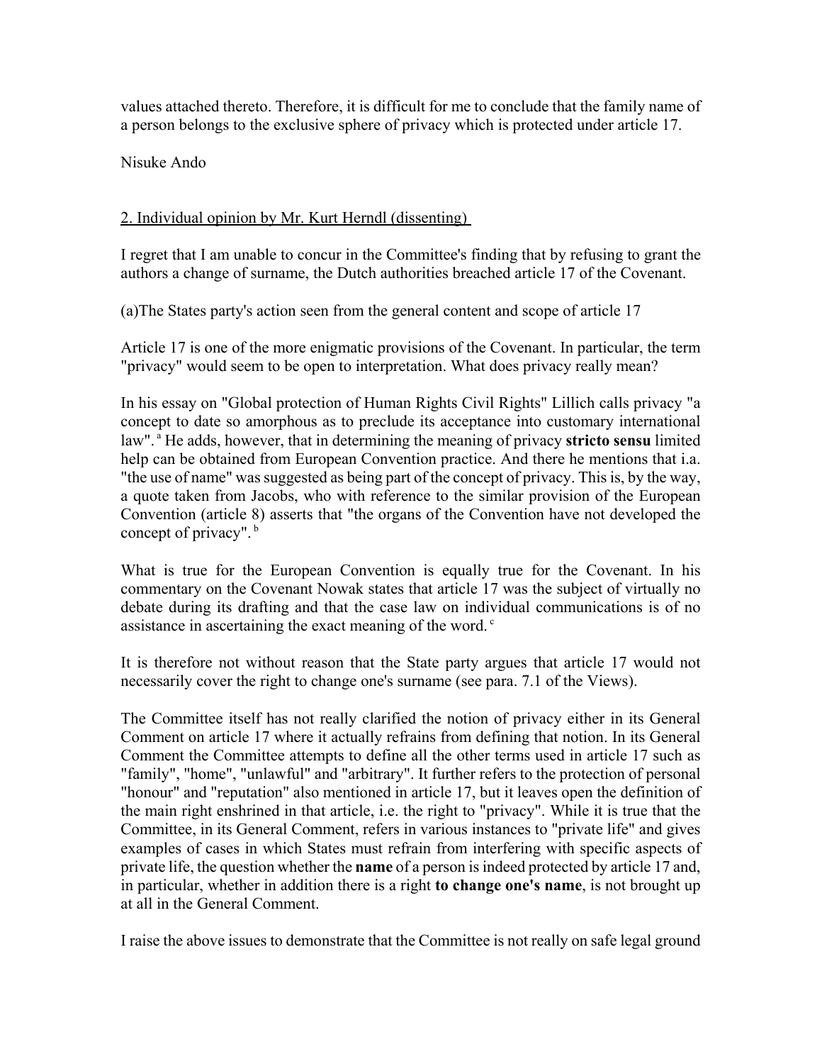values attached thereto. Therefore, it is difficult for me to conclude that the family name of a person belongs to the exclusive sphere of privacy which is protected under article 17.

Nisuke Ando

2. Individual opinion by Mr. Kurt Herndl (dissenting)

I regret that I am unable to concur in the Committee's finding that by refusing to grant the authors a change of surname, the Dutch authorities breached article 17 of the Covenant.

(a)The States party's action seen from the general content and scope of article 17

Article 17 is one of the more enigmatic provisions of the Covenant. In particular, the term "privacy" would seem to be open to interpretation. What does privacy really mean?

In his essay on "Global protection of Human Rights Civil Rights" Lillich calls privacy "a concept to date so amorphous as to preclude its acceptance into customary international law".[a] He adds, however, that in determining the meaning of privacy **stricto sensu** limited help can be obtained from European Convention practice. And there he mentions that i.a. "the use of name" was suggested as being part of the concept of privacy. This is, by the way, a quote taken from Jacobs, who with reference to the similar provision of the European Convention (article 8) asserts that "the organs of the Convention have not developed the concept of privacy".[b]

What is true for the European Convention is equally true for the Covenant. In his commentary on the Covenant Nowak states that article 17 was the subject of virtually no debate during its drafting and that the case law on individual communications is of no assistance in ascertaining the exact meaning of the word.[c]

It is therefore not without reason that the State party argues that article 17 would not necessarily cover the right to change one's surname (see para. 7.1 of the Views).

The Committee itself has not really clarified the notion of privacy either in its General Comment on article 17 where it actually refrains from defining that notion. In its General Comment the Committee attempts to define all the other terms used in article 17 such as "family", "home", "unlawful" and "arbitrary". It further refers to the protection of personal "honour" and "reputation" also mentioned in article 17, but it leaves open the definition of the main right enshrined in that article, i.e. the right to "privacy". While it is true that the Committee, in its General Comment, refers in various instances to "private life" and gives examples of cases in which States must refrain from interfering with specific aspects of private life, the question whether the **name** of a person is indeed protected by article 17 and, in particular, whether in addition there is a right **to change one's name**, is not brought up at all in the General Comment.

I raise the above issues to demonstrate that the Committee is not really on safe legal ground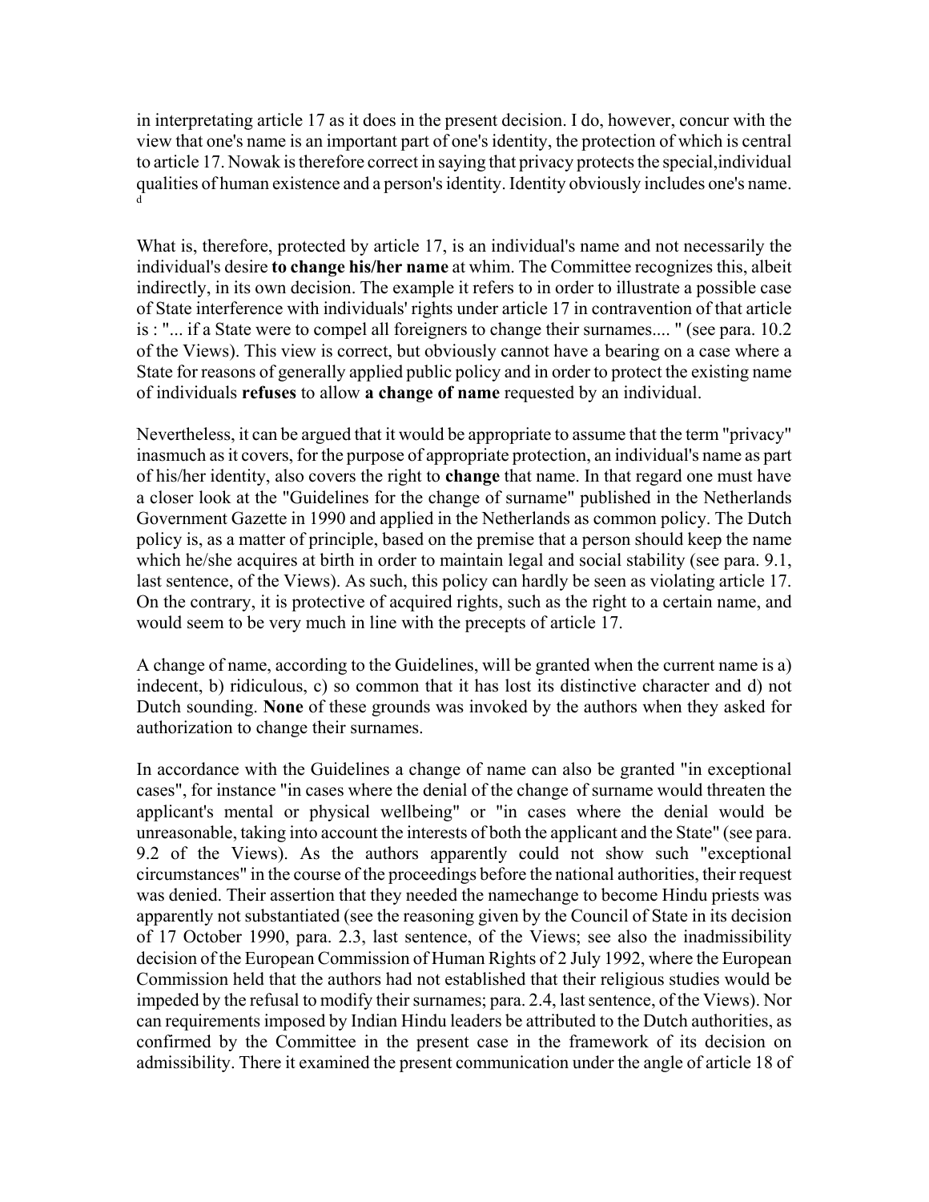in interpretating article 17 as it does in the present decision. I do, however, concur with the view that one's name is an important part of one's identity, the protection of which is central to article 17. Nowak is therefore correct in saying that privacy protects the special,individual qualities of human existence and a person's identity. Identity obviously includes one's name. [d]

What is, therefore, protected by article 17, is an individual's name and not necessarily the individual's desire **to change his/her name** at whim. The Committee recognizes this, albeit indirectly, in its own decision. The example it refers to in order to illustrate a possible case of State interference with individuals' rights under article 17 in contravention of that article is : "... if a State were to compel all foreigners to change their surnames.... " (see para. 10.2 of the Views). This view is correct, but obviously cannot have a bearing on a case where a State for reasons of generally applied public policy and in order to protect the existing name of individuals **refuses** to allow **a change of name** requested by an individual.

Nevertheless, it can be argued that it would be appropriate to assume that the term "privacy" inasmuch as it covers, for the purpose of appropriate protection, an individual's name as part of his/her identity, also covers the right to **change** that name. In that regard one must have a closer look at the "Guidelines for the change of surname" published in the Netherlands Government Gazette in 1990 and applied in the Netherlands as common policy. The Dutch policy is, as a matter of principle, based on the premise that a person should keep the name which he/she acquires at birth in order to maintain legal and social stability (see para. 9.1, last sentence, of the Views). As such, this policy can hardly be seen as violating article 17. On the contrary, it is protective of acquired rights, such as the right to a certain name, and would seem to be very much in line with the precepts of article 17.

A change of name, according to the Guidelines, will be granted when the current name is a) indecent, b) ridiculous, c) so common that it has lost its distinctive character and d) not Dutch sounding. **None** of these grounds was invoked by the authors when they asked for authorization to change their surnames.

In accordance with the Guidelines a change of name can also be granted "in exceptional cases", for instance "in cases where the denial of the change of surname would threaten the applicant's mental or physical wellbeing" or "in cases where the denial would be unreasonable, taking into account the interests of both the applicant and the State" (see para. 9.2 of the Views). As the authors apparently could not show such "exceptional circumstances" in the course of the proceedings before the national authorities, their request was denied. Their assertion that they needed the namechange to become Hindu priests was apparently not substantiated (see the reasoning given by the Council of State in its decision of 17 October 1990, para. 2.3, last sentence, of the Views; see also the inadmissibility decision of the European Commission of Human Rights of 2 July 1992, where the European Commission held that the authors had not established that their religious studies would be impeded by the refusal to modify their surnames; para. 2.4, last sentence, of the Views). Nor can requirements imposed by Indian Hindu leaders be attributed to the Dutch authorities, as confirmed by the Committee in the present case in the framework of its decision on admissibility. There it examined the present communication under the angle of article 18 of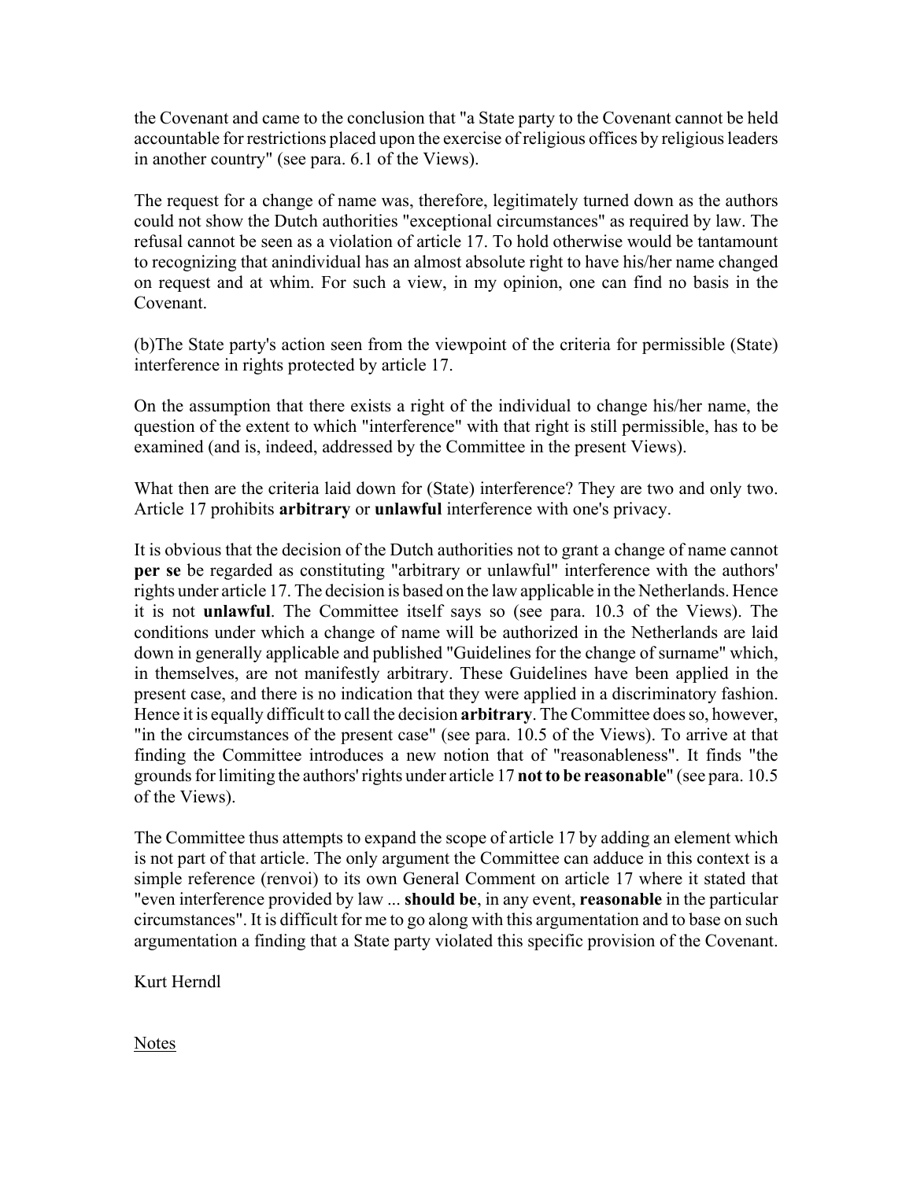the Covenant and came to the conclusion that "a State party to the Covenant cannot be held accountable for restrictions placed upon the exercise of religious offices by religious leaders in another country" (see para. 6.1 of the Views).

The request for a change of name was, therefore, legitimately turned down as the authors could not show the Dutch authorities "exceptional circumstances" as required by law. The refusal cannot be seen as a violation of article 17. To hold otherwise would be tantamount to recognizing that anindividual has an almost absolute right to have his/her name changed on request and at whim. For such a view, in my opinion, one can find no basis in the Covenant.

(b)The State party's action seen from the viewpoint of the criteria for permissible (State) interference in rights protected by article 17.

On the assumption that there exists a right of the individual to change his/her name, the question of the extent to which "interference" with that right is still permissible, has to be examined (and is, indeed, addressed by the Committee in the present Views).

What then are the criteria laid down for (State) interference? They are two and only two. Article 17 prohibits **arbitrary** or **unlawful** interference with one's privacy.

It is obvious that the decision of the Dutch authorities not to grant a change of name cannot **per se** be regarded as constituting "arbitrary or unlawful" interference with the authors' rights under article 17. The decision is based on the law applicable in the Netherlands. Hence it is not **unlawful**. The Committee itself says so (see para. 10.3 of the Views). The conditions under which a change of name will be authorized in the Netherlands are laid down in generally applicable and published "Guidelines for the change of surname" which, in themselves, are not manifestly arbitrary. These Guidelines have been applied in the present case, and there is no indication that they were applied in a discriminatory fashion. Hence it is equally difficult to call the decision **arbitrary**. The Committee does so, however, "in the circumstances of the present case" (see para. 10.5 of the Views). To arrive at that finding the Committee introduces a new notion that of "reasonableness". It finds "the grounds for limiting the authors' rights under article 17 **not to be reasonable**" (see para. 10.5 of the Views).

The Committee thus attempts to expand the scope of article 17 by adding an element which is not part of that article. The only argument the Committee can adduce in this context is a simple reference (renvoi) to its own General Comment on article 17 where it stated that "even interference provided by law ... **should be**, in any event, **reasonable** in the particular circumstances". It is difficult for me to go along with this argumentation and to base on such argumentation a finding that a State party violated this specific provision of the Covenant.

Kurt Herndl

Notes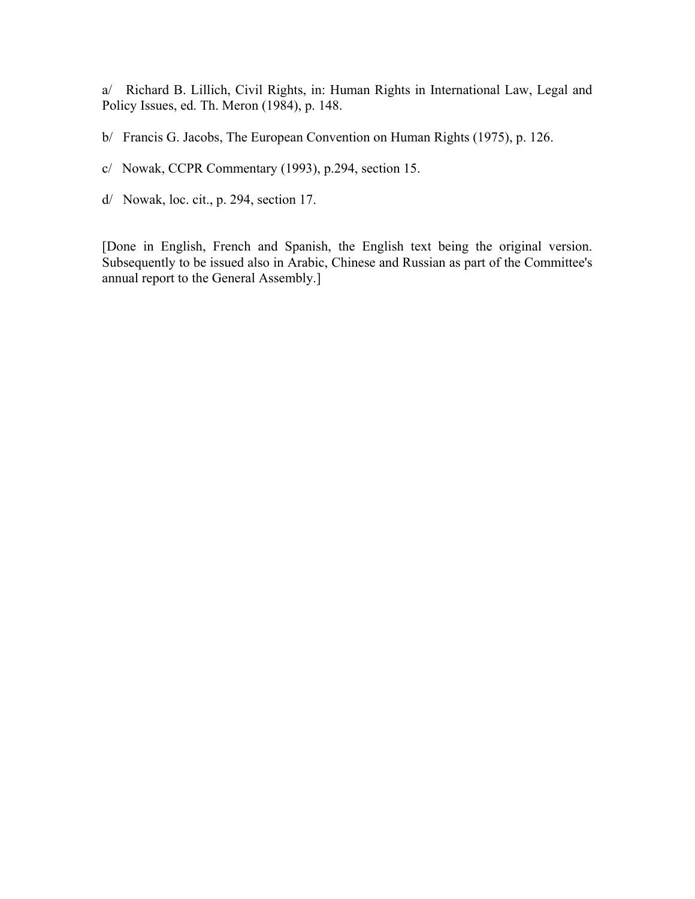a/ Richard B. Lillich, Civil Rights, in: Human Rights in International Law, Legal and Policy Issues, ed. Th. Meron (1984), p. 148.

b/ Francis G. Jacobs, The European Convention on Human Rights (1975), p. 126.

c/ Nowak, CCPR Commentary (1993), p.294, section 15.

d/ Nowak, loc. cit., p. 294, section 17.

[Done in English, French and Spanish, the English text being the original version. Subsequently to be issued also in Arabic, Chinese and Russian as part of the Committee's annual report to the General Assembly.]